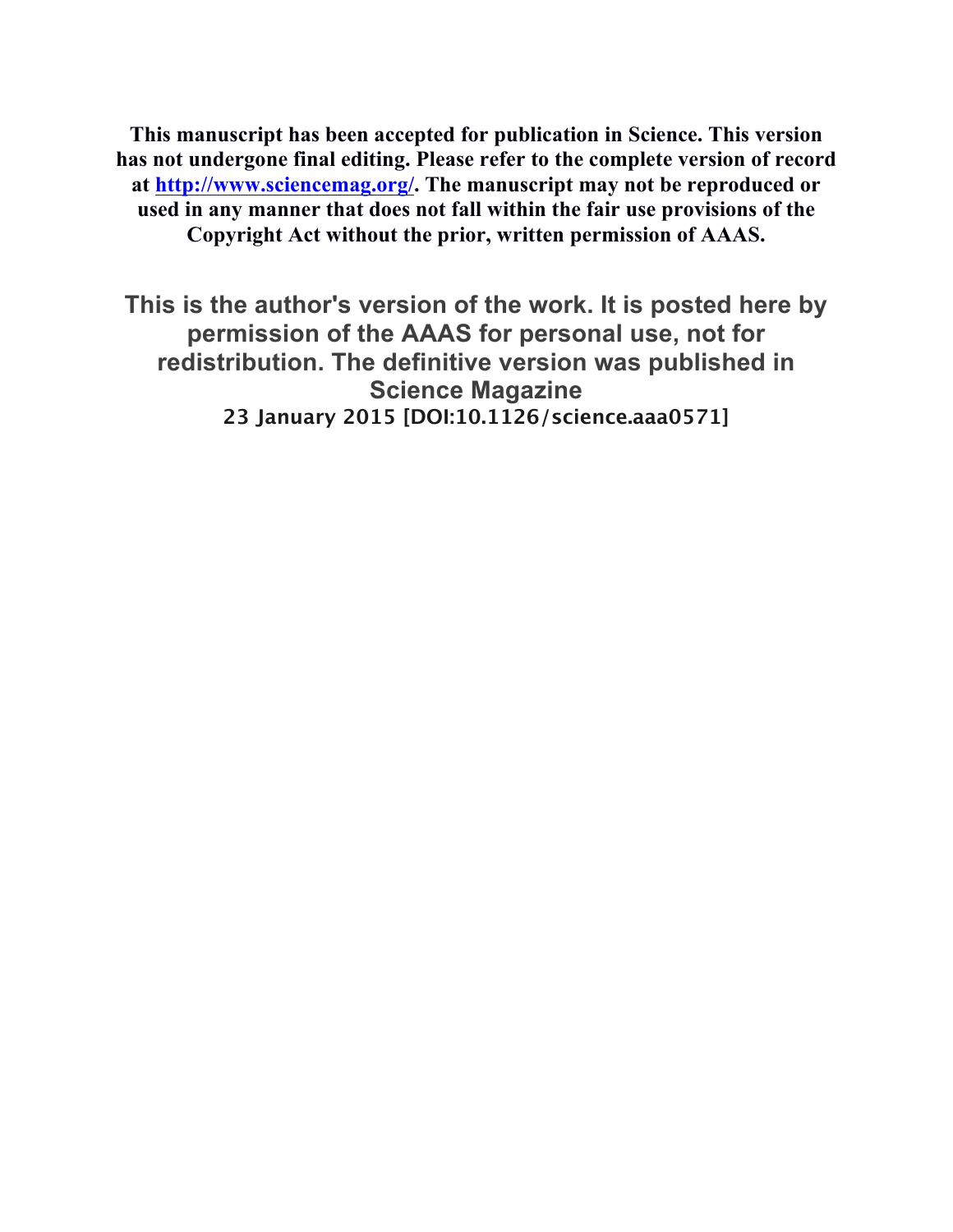**This manuscript has been accepted for publication in Science. This version has not undergone final editing. Please refer to the complete version of record at [http://www.sciencemag.org/](http://www.sciencemag.org/). The manuscript may not be reproduced or used in any manner that does not fall within the fair use provisions of the Copyright Act without the prior, written permission of AAAS.**

**This is the author's version of the work. It is posted here by permission of the AAAS for personal use, not for redistribution. The definitive version was published in Science Magazine**

**23 January 2015 [DOI:10.1126/science.aaa0571]**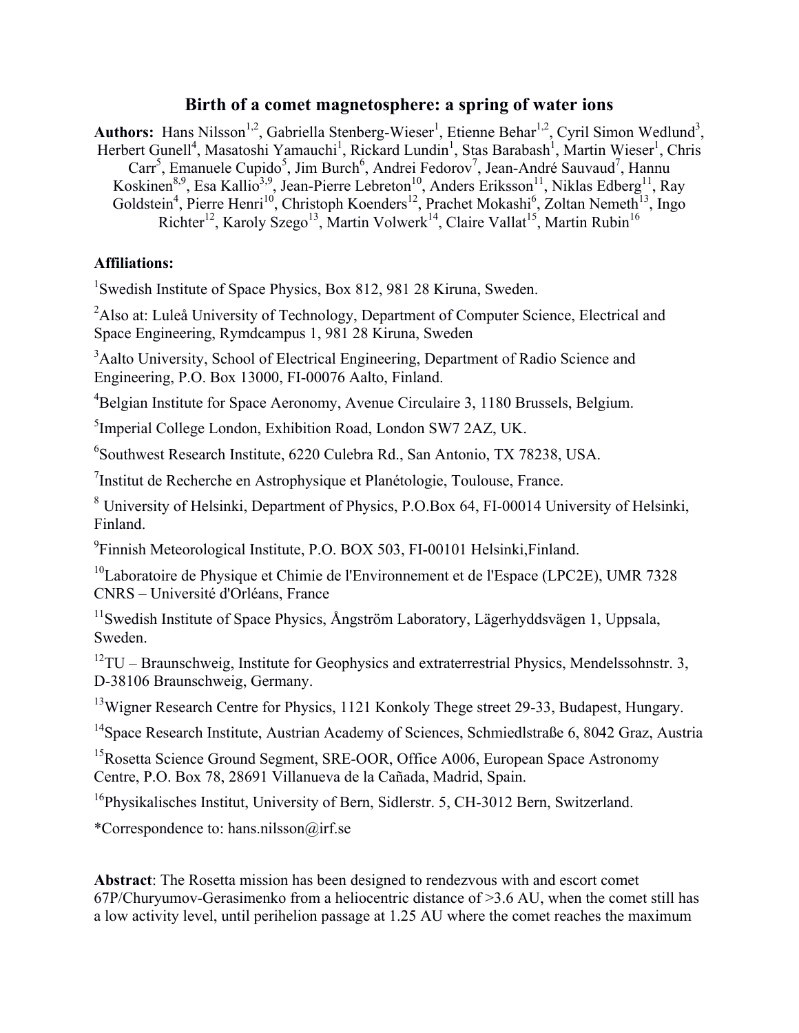# Birth of a comet magnetosphere: a spring of water ions

**Authors:** Hans Nilsson[1,2], Gabriella Stenberg-Wieser[1], Etienne Behar[1,2], Cyril Simon Wedlund[3], Herbert Gunell[4], Masatoshi Yamauchi[1], Rickard Lundin[1], Stas Barabash[1], Martin Wieser[1], Chris Carr[5], Emanuele Cupido[5], Jim Burch[6], Andrei Fedorov[7], Jean-André Sauvaud[7], Hannu Koskinen[8,9], Esa Kallio[3,9], Jean-Pierre Lebreton[10], Anders Eriksson[11], Niklas Edberg[11], Ray Goldstein[4], Pierre Henri[10], Christoph Koenders[12], Prachet Mokashi[6], Zoltan Nemeth[13], Ingo Richter[12], Karoly Szego[13], Martin Volwerk[14], Claire Vallat[15], Martin Rubin[16]

**Affiliations:**

[1]Swedish Institute of Space Physics, Box 812, 981 28 Kiruna, Sweden.

[2]Also at: Luleå University of Technology, Department of Computer Science, Electrical and Space Engineering, Rymdcampus 1, 981 28 Kiruna, Sweden

[3]Aalto University, School of Electrical Engineering, Department of Radio Science and Engineering, P.O. Box 13000, FI-00076 Aalto, Finland.

[4]Belgian Institute for Space Aeronomy, Avenue Circulaire 3, 1180 Brussels, Belgium.

[5]Imperial College London, Exhibition Road, London SW7 2AZ, UK.

[6]Southwest Research Institute, 6220 Culebra Rd., San Antonio, TX 78238, USA.

[7]Institut de Recherche en Astrophysique et Planétologie, Toulouse, France.

[8] University of Helsinki, Department of Physics, P.O.Box 64, FI-00014 University of Helsinki, Finland.

[9]Finnish Meteorological Institute, P.O. BOX 503, FI-00101 Helsinki,Finland.

[10]Laboratoire de Physique et Chimie de l'Environnement et de l'Espace (LPC2E), UMR 7328 CNRS – Université d'Orléans, France

[11]Swedish Institute of Space Physics, Ångström Laboratory, Lägerhyddsvägen 1, Uppsala, Sweden.

[12]TU – Braunschweig, Institute for Geophysics and extraterrestrial Physics, Mendelssohnstr. 3, D-38106 Braunschweig, Germany.

[13]Wigner Research Centre for Physics, 1121 Konkoly Thege street 29-33, Budapest, Hungary.

[14]Space Research Institute, Austrian Academy of Sciences, Schmiedlstraße 6, 8042 Graz, Austria

[15]Rosetta Science Ground Segment, SRE-OOR, Office A006, European Space Astronomy Centre, P.O. Box 78, 28691 Villanueva de la Cañada, Madrid, Spain.

[16]Physikalisches Institut, University of Bern, Sidlerstr. 5, CH-3012 Bern, Switzerland.

*Correspondence to: hans.nilsson@irf.se

**Abstract**: The Rosetta mission has been designed to rendezvous with and escort comet 67P/Churyumov-Gerasimenko from a heliocentric distance of >3.6 AU, when the comet still has a low activity level, until perihelion passage at 1.25 AU where the comet reaches the maximum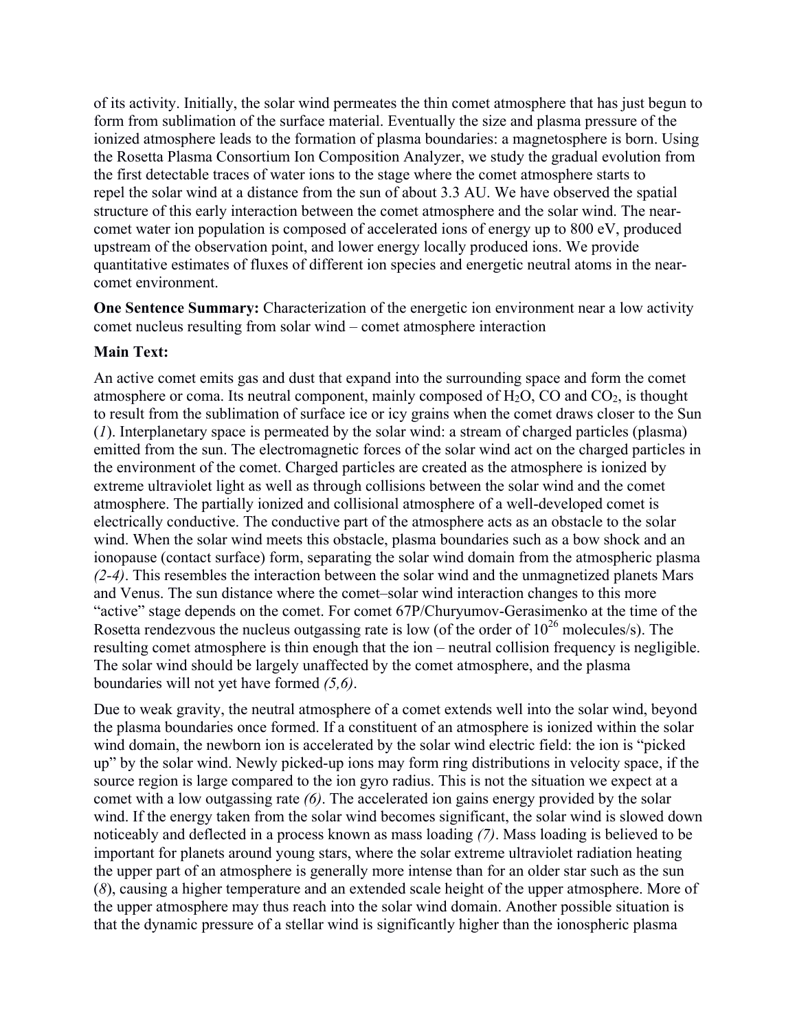of its activity. Initially, the solar wind permeates the thin comet atmosphere that has just begun to form from sublimation of the surface material. Eventually the size and plasma pressure of the ionized atmosphere leads to the formation of plasma boundaries: a magnetosphere is born. Using the Rosetta Plasma Consortium Ion Composition Analyzer, we study the gradual evolution from the first detectable traces of water ions to the stage where the comet atmosphere starts to repel the solar wind at a distance from the sun of about 3.3 AU. We have observed the spatial structure of this early interaction between the comet atmosphere and the solar wind. The near-comet water ion population is composed of accelerated ions of energy up to 800 eV, produced upstream of the observation point, and lower energy locally produced ions. We provide quantitative estimates of fluxes of different ion species and energetic neutral atoms in the near-comet environment.

**One Sentence Summary:** Characterization of the energetic ion environment near a low activity comet nucleus resulting from solar wind – comet atmosphere interaction

**Main Text:**

An active comet emits gas and dust that expand into the surrounding space and form the comet atmosphere or coma. Its neutral component, mainly composed of $H_2O$, CO and $CO_2$, is thought to result from the sublimation of surface ice or icy grains when the comet draws closer to the Sun (*1*). Interplanetary space is permeated by the solar wind: a stream of charged particles (plasma) emitted from the sun. The electromagnetic forces of the solar wind act on the charged particles in the environment of the comet. Charged particles are created as the atmosphere is ionized by extreme ultraviolet light as well as through collisions between the solar wind and the comet atmosphere. The partially ionized and collisional atmosphere of a well-developed comet is electrically conductive. The conductive part of the atmosphere acts as an obstacle to the solar wind. When the solar wind meets this obstacle, plasma boundaries such as a bow shock and an ionopause (contact surface) form, separating the solar wind domain from the atmospheric plasma *(2-4)*. This resembles the interaction between the solar wind and the unmagnetized planets Mars and Venus. The sun distance where the comet–solar wind interaction changes to this more "active" stage depends on the comet. For comet 67P/Churyumov-Gerasimenko at the time of the Rosetta rendezvous the nucleus outgassing rate is low (of the order of $10^{26}$ molecules/s). The resulting comet atmosphere is thin enough that the ion – neutral collision frequency is negligible. The solar wind should be largely unaffected by the comet atmosphere, and the plasma boundaries will not yet have formed *(5,6)*.

Due to weak gravity, the neutral atmosphere of a comet extends well into the solar wind, beyond the plasma boundaries once formed. If a constituent of an atmosphere is ionized within the solar wind domain, the newborn ion is accelerated by the solar wind electric field: the ion is "picked up" by the solar wind. Newly picked-up ions may form ring distributions in velocity space, if the source region is large compared to the ion gyro radius. This is not the situation we expect at a comet with a low outgassing rate *(6)*. The accelerated ion gains energy provided by the solar wind. If the energy taken from the solar wind becomes significant, the solar wind is slowed down noticeably and deflected in a process known as mass loading *(7)*. Mass loading is believed to be important for planets around young stars, where the solar extreme ultraviolet radiation heating the upper part of an atmosphere is generally more intense than for an older star such as the sun (*8*), causing a higher temperature and an extended scale height of the upper atmosphere. More of the upper atmosphere may thus reach into the solar wind domain. Another possible situation is that the dynamic pressure of a stellar wind is significantly higher than the ionospheric plasma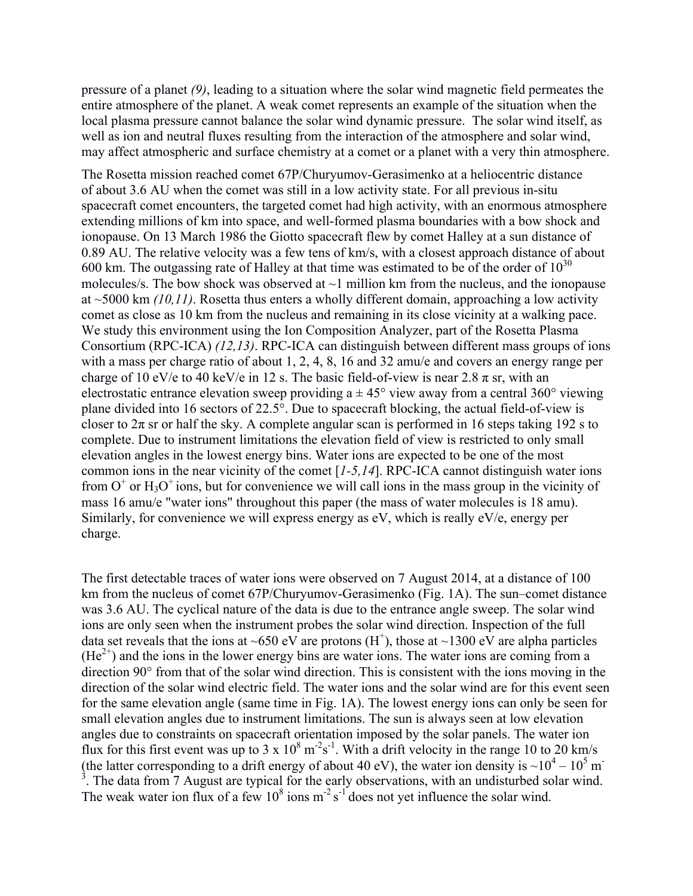pressure of a planet *(9)*, leading to a situation where the solar wind magnetic field permeates the entire atmosphere of the planet. A weak comet represents an example of the situation when the local plasma pressure cannot balance the solar wind dynamic pressure. The solar wind itself, as well as ion and neutral fluxes resulting from the interaction of the atmosphere and solar wind, may affect atmospheric and surface chemistry at a comet or a planet with a very thin atmosphere.

The Rosetta mission reached comet 67P/Churyumov-Gerasimenko at a heliocentric distance of about 3.6 AU when the comet was still in a low activity state. For all previous in-situ spacecraft comet encounters, the targeted comet had high activity, with an enormous atmosphere extending millions of km into space, and well-formed plasma boundaries with a bow shock and ionopause. On 13 March 1986 the Giotto spacecraft flew by comet Halley at a sun distance of 0.89 AU. The relative velocity was a few tens of km/s, with a closest approach distance of about 600 km. The outgassing rate of Halley at that time was estimated to be of the order of $10^{30}$ molecules/s. The bow shock was observed at ~1 million km from the nucleus, and the ionopause at ~5000 km *(10,11)*. Rosetta thus enters a wholly different domain, approaching a low activity comet as close as 10 km from the nucleus and remaining in its close vicinity at a walking pace. We study this environment using the Ion Composition Analyzer, part of the Rosetta Plasma Consortium (RPC-ICA) *(12,13)*. RPC-ICA can distinguish between different mass groups of ions with a mass per charge ratio of about 1, 2, 4, 8, 16 and 32 amu/e and covers an energy range per charge of 10 eV/e to 40 keV/e in 12 s. The basic field-of-view is near 2.8 π sr, with an electrostatic entrance elevation sweep providing a ± 45° view away from a central 360° viewing plane divided into 16 sectors of 22.5°. Due to spacecraft blocking, the actual field-of-view is closer to 2π sr or half the sky. A complete angular scan is performed in 16 steps taking 192 s to complete. Due to instrument limitations the elevation field of view is restricted to only small elevation angles in the lowest energy bins. Water ions are expected to be one of the most common ions in the near vicinity of the comet [*1-5,14*]. RPC-ICA cannot distinguish water ions from $O^+$ or $H_3O^+$ ions, but for convenience we will call ions in the mass group in the vicinity of mass 16 amu/e "water ions" throughout this paper (the mass of water molecules is 18 amu). Similarly, for convenience we will express energy as eV, which is really eV/e, energy per charge.

The first detectable traces of water ions were observed on 7 August 2014, at a distance of 100 km from the nucleus of comet 67P/Churyumov-Gerasimenko (Fig. 1A). The sun–comet distance was 3.6 AU. The cyclical nature of the data is due to the entrance angle sweep. The solar wind ions are only seen when the instrument probes the solar wind direction. Inspection of the full data set reveals that the ions at ~650 eV are protons ($H^+$), those at ~1300 eV are alpha particles ($He^{2+}$) and the ions in the lower energy bins are water ions. The water ions are coming from a direction 90° from that of the solar wind direction. This is consistent with the ions moving in the direction of the solar wind electric field. The water ions and the solar wind are for this event seen for the same elevation angle (same time in Fig. 1A). The lowest energy ions can only be seen for small elevation angles due to instrument limitations. The sun is always seen at low elevation angles due to constraints on spacecraft orientation imposed by the solar panels. The water ion flux for this first event was up to $3 \times 10^8$ $m^{-2}s^{-1}$. With a drift velocity in the range 10 to 20 km/s (the latter corresponding to a drift energy of about 40 eV), the water ion density is ~$10^4 – 10^5$ $m^{-3}$. The data from 7 August are typical for the early observations, with an undisturbed solar wind. The weak water ion flux of a few $10^8$ ions $m^{-2}$ $s^{-1}$ does not yet influence the solar wind.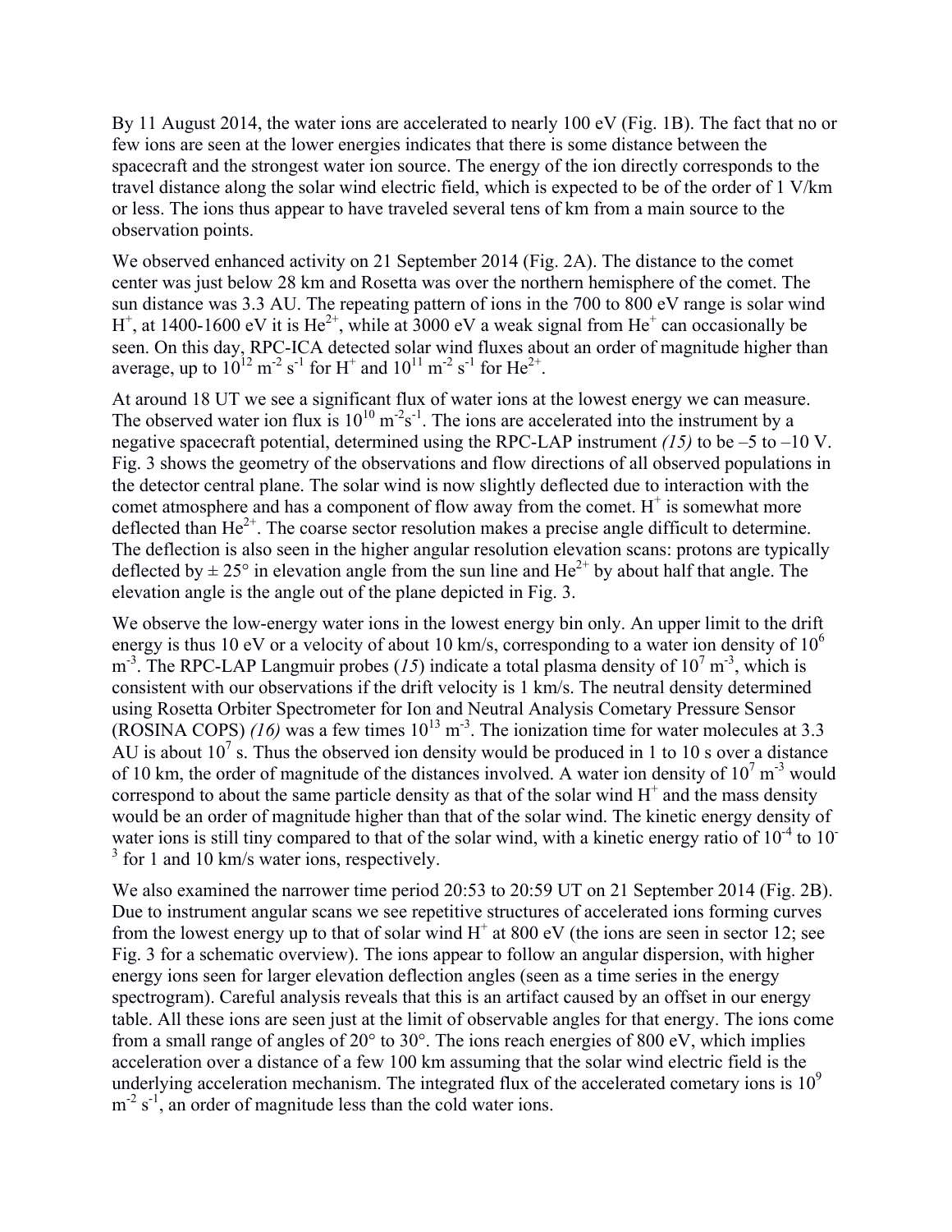By 11 August 2014, the water ions are accelerated to nearly 100 eV (Fig. 1B). The fact that no or few ions are seen at the lower energies indicates that there is some distance between the spacecraft and the strongest water ion source. The energy of the ion directly corresponds to the travel distance along the solar wind electric field, which is expected to be of the order of 1 V/km or less. The ions thus appear to have traveled several tens of km from a main source to the observation points.

We observed enhanced activity on 21 September 2014 (Fig. 2A). The distance to the comet center was just below 28 km and Rosetta was over the northern hemisphere of the comet. The sun distance was 3.3 AU. The repeating pattern of ions in the 700 to 800 eV range is solar wind $H^+$, at 1400-1600 eV it is $He^{2+}$, while at 3000 eV a weak signal from $He^+$ can occasionally be seen. On this day, RPC-ICA detected solar wind fluxes about an order of magnitude higher than average, up to $10^{12}$ $m^{-2}$ $s^{-1}$ for $H^+$ and $10^{11}$ $m^{-2}$ $s^{-1}$ for $He^{2+}$.

At around 18 UT we see a significant flux of water ions at the lowest energy we can measure. The observed water ion flux is $10^{10}$ $m^{-2}s^{-1}$. The ions are accelerated into the instrument by a negative spacecraft potential, determined using the RPC-LAP instrument *(15)* to be –5 to –10 V. Fig. 3 shows the geometry of the observations and flow directions of all observed populations in the detector central plane. The solar wind is now slightly deflected due to interaction with the comet atmosphere and has a component of flow away from the comet. $H^+$ is somewhat more deflected than $He^{2+}$. The coarse sector resolution makes a precise angle difficult to determine. The deflection is also seen in the higher angular resolution elevation scans: protons are typically deflected by ± 25° in elevation angle from the sun line and $He^{2+}$ by about half that angle. The elevation angle is the angle out of the plane depicted in Fig. 3.

We observe the low-energy water ions in the lowest energy bin only. An upper limit to the drift energy is thus 10 eV or a velocity of about 10 km/s, corresponding to a water ion density of $10^6$ $m^{-3}$. The RPC-LAP Langmuir probes (*15*) indicate a total plasma density of $10^7$ $m^{-3}$, which is consistent with our observations if the drift velocity is 1 km/s. The neutral density determined using Rosetta Orbiter Spectrometer for Ion and Neutral Analysis Cometary Pressure Sensor (ROSINA COPS) *(16)* was a few times $10^{13}$ $m^{-3}$. The ionization time for water molecules at 3.3 AU is about $10^7$ s. Thus the observed ion density would be produced in 1 to 10 s over a distance of 10 km, the order of magnitude of the distances involved. A water ion density of $10^7$ $m^{-3}$ would correspond to about the same particle density as that of the solar wind $H^+$ and the mass density would be an order of magnitude higher than that of the solar wind. The kinetic energy density of water ions is still tiny compared to that of the solar wind, with a kinetic energy ratio of $10^{-4}$ to $10^{-3}$ for 1 and 10 km/s water ions, respectively.

We also examined the narrower time period 20:53 to 20:59 UT on 21 September 2014 (Fig. 2B). Due to instrument angular scans we see repetitive structures of accelerated ions forming curves from the lowest energy up to that of solar wind $H^+$ at 800 eV (the ions are seen in sector 12; see Fig. 3 for a schematic overview). The ions appear to follow an angular dispersion, with higher energy ions seen for larger elevation deflection angles (seen as a time series in the energy spectrogram). Careful analysis reveals that this is an artifact caused by an offset in our energy table. All these ions are seen just at the limit of observable angles for that energy. The ions come from a small range of angles of 20° to 30°. The ions reach energies of 800 eV, which implies acceleration over a distance of a few 100 km assuming that the solar wind electric field is the underlying acceleration mechanism. The integrated flux of the accelerated cometary ions is $10^9$ $m^{-2}$ $s^{-1}$, an order of magnitude less than the cold water ions.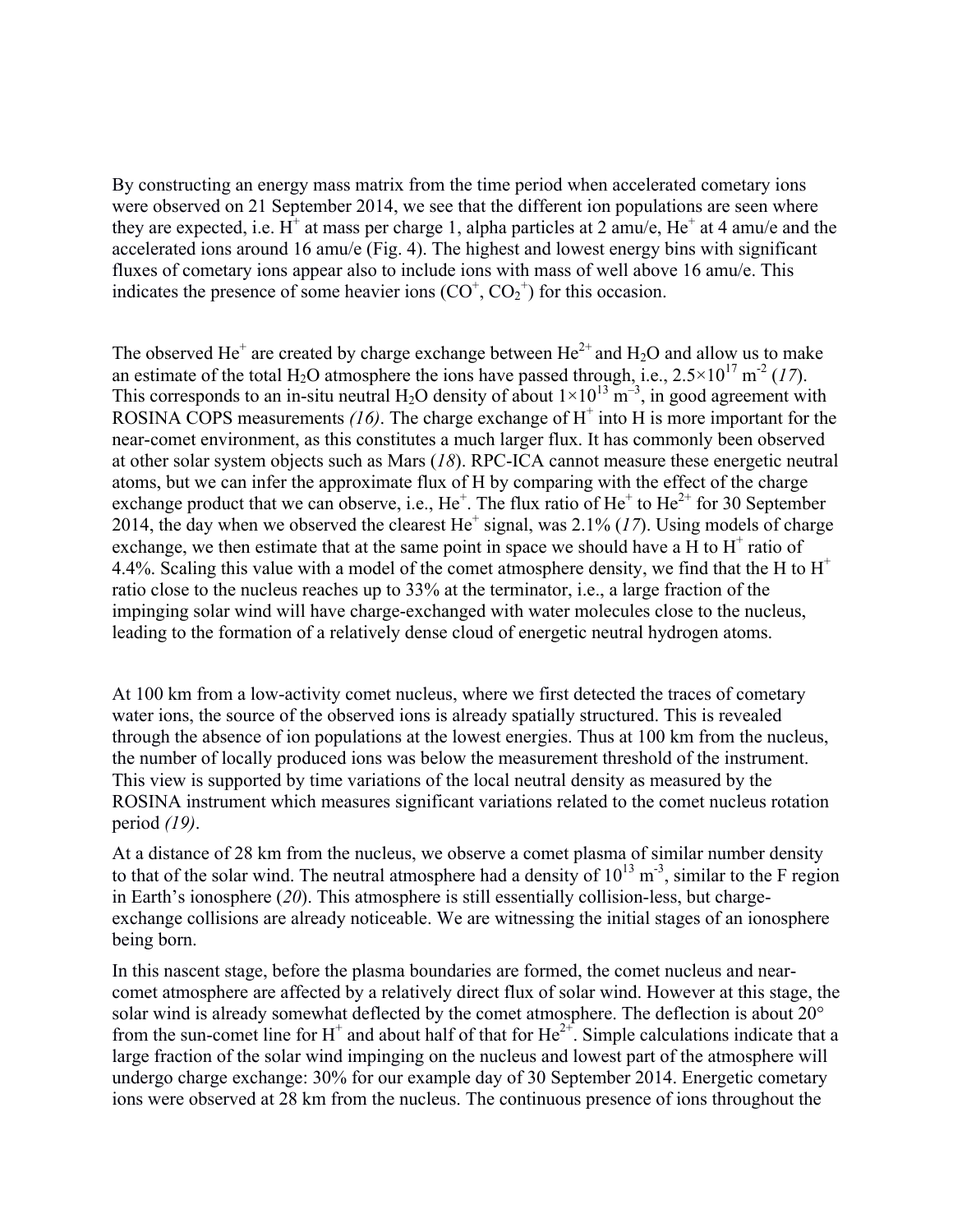By constructing an energy mass matrix from the time period when accelerated cometary ions were observed on 21 September 2014, we see that the different ion populations are seen where they are expected, i.e. $H^+$ at mass per charge 1, alpha particles at 2 amu/e, $He^+$ at 4 amu/e and the accelerated ions around 16 amu/e (Fig. 4). The highest and lowest energy bins with significant fluxes of cometary ions appear also to include ions with mass of well above 16 amu/e. This indicates the presence of some heavier ions ($CO^+$, $CO_2^+$) for this occasion.

The observed $He^+$ are created by charge exchange between $He^{2+}$ and $H_2O$ and allow us to make an estimate of the total $H_2O$ atmosphere the ions have passed through, i.e., $2.5\times10^{17}$ $m^{-2}$ (*17*). This corresponds to an in-situ neutral $H_2O$ density of about $1\times10^{13}$ $m^{-3}$, in good agreement with ROSINA COPS measurements *(16)*. The charge exchange of $H^+$ into H is more important for the near-comet environment, as this constitutes a much larger flux. It has commonly been observed at other solar system objects such as Mars (*18*). RPC-ICA cannot measure these energetic neutral atoms, but we can infer the approximate flux of H by comparing with the effect of the charge exchange product that we can observe, i.e., $He^+$. The flux ratio of $He^+$ to $He^{2+}$ for 30 September 2014, the day when we observed the clearest $He^+$ signal, was 2.1% (*17*). Using models of charge exchange, we then estimate that at the same point in space we should have a H to $H^+$ ratio of 4.4%. Scaling this value with a model of the comet atmosphere density, we find that the H to $H^+$ ratio close to the nucleus reaches up to 33% at the terminator, i.e., a large fraction of the impinging solar wind will have charge-exchanged with water molecules close to the nucleus, leading to the formation of a relatively dense cloud of energetic neutral hydrogen atoms.

At 100 km from a low-activity comet nucleus, where we first detected the traces of cometary water ions, the source of the observed ions is already spatially structured. This is revealed through the absence of ion populations at the lowest energies. Thus at 100 km from the nucleus, the number of locally produced ions was below the measurement threshold of the instrument. This view is supported by time variations of the local neutral density as measured by the ROSINA instrument which measures significant variations related to the comet nucleus rotation period *(19)*.

At a distance of 28 km from the nucleus, we observe a comet plasma of similar number density to that of the solar wind. The neutral atmosphere had a density of $10^{13}$ $m^{-3}$, similar to the F region in Earth's ionosphere (*20*). This atmosphere is still essentially collision-less, but charge-exchange collisions are already noticeable. We are witnessing the initial stages of an ionosphere being born.

In this nascent stage, before the plasma boundaries are formed, the comet nucleus and near-comet atmosphere are affected by a relatively direct flux of solar wind. However at this stage, the solar wind is already somewhat deflected by the comet atmosphere. The deflection is about 20° from the sun-comet line for $H^+$ and about half of that for $He^{2+}$. Simple calculations indicate that a large fraction of the solar wind impinging on the nucleus and lowest part of the atmosphere will undergo charge exchange: 30% for our example day of 30 September 2014. Energetic cometary ions were observed at 28 km from the nucleus. The continuous presence of ions throughout the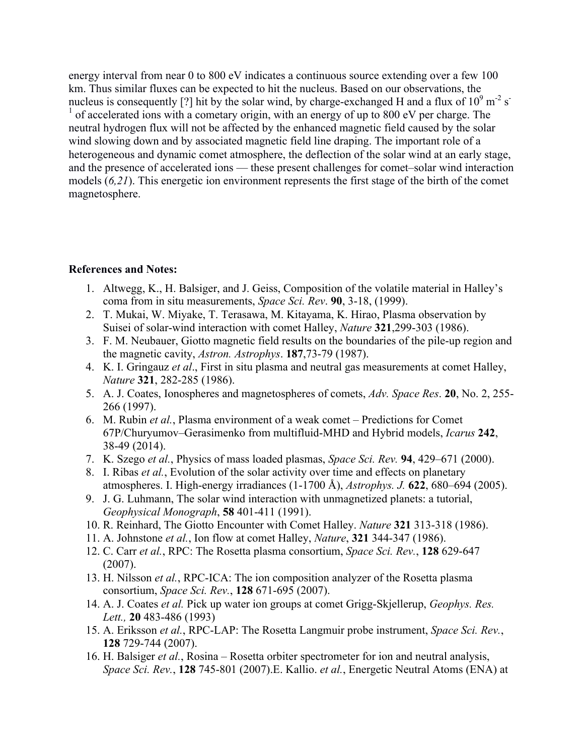energy interval from near 0 to 800 eV indicates a continuous source extending over a few 100 km. Thus similar fluxes can be expected to hit the nucleus. Based on our observations, the nucleus is consequently [?] hit by the solar wind, by charge-exchanged H and a flux of $10^9$ $m^{-2}$ $s^{-1}$ of accelerated ions with a cometary origin, with an energy of up to 800 eV per charge. The neutral hydrogen flux will not be affected by the enhanced magnetic field caused by the solar wind slowing down and by associated magnetic field line draping. The important role of a heterogeneous and dynamic comet atmosphere, the deflection of the solar wind at an early stage, and the presence of accelerated ions — these present challenges for comet–solar wind interaction models (*6,21*). This energetic ion environment represents the first stage of the birth of the comet magnetosphere.

**References and Notes:**

1. Altwegg, K., H. Balsiger, and J. Geiss, Composition of the volatile material in Halley's coma from in situ measurements, *Space Sci. Rev*. **90**, 3-18, (1999).
2. T. Mukai, W. Miyake, T. Terasawa, M. Kitayama, K. Hirao, Plasma observation by Suisei of solar-wind interaction with comet Halley, *Nature* **321**,299-303 (1986).
3. F. M. Neubauer, Giotto magnetic field results on the boundaries of the pile-up region and the magnetic cavity, *Astron. Astrophys*. **187**,73-79 (1987).
4. K. I. Gringauz *et al*., First in situ plasma and neutral gas measurements at comet Halley, *Nature* **321**, 282-285 (1986).
5. A. J. Coates, Ionospheres and magnetospheres of comets, *Adv. Space Res*. **20**, No. 2, 255-266 (1997).
6. M. Rubin *et al.*, Plasma environment of a weak comet – Predictions for Comet 67P/Churyumov–Gerasimenko from multifluid-MHD and Hybrid models, *Icarus* **242**, 38-49 (2014).
7. K. Szego *et al.*, Physics of mass loaded plasmas, *Space Sci. Rev.* **94**, 429–671 (2000).
8. I. Ribas *et al.*, Evolution of the solar activity over time and effects on planetary atmospheres. I. High-energy irradiances (1-1700 Å), *Astrophys. J.* **622**, 680–694 (2005).
9. J. G. Luhmann, The solar wind interaction with unmagnetized planets: a tutorial, *Geophysical Monograph*, **58** 401-411 (1991).
10. R. Reinhard, The Giotto Encounter with Comet Halley. *Nature* **321** 313-318 (1986).
11. A. Johnstone *et al.*, Ion flow at comet Halley, *Nature*, **321** 344-347 (1986).
12. C. Carr *et al.*, RPC: The Rosetta plasma consortium, *Space Sci. Rev.*, **128** 629-647 (2007).
13. H. Nilsson *et al.*, RPC-ICA: The ion composition analyzer of the Rosetta plasma consortium, *Space Sci. Rev.*, **128** 671-695 (2007).
14. A. J. Coates *et al.* Pick up water ion groups at comet Grigg-Skjellerup, *Geophys. Res. Lett.,* **20** 483-486 (1993)
15. A. Eriksson *et al.*, RPC-LAP: The Rosetta Langmuir probe instrument, *Space Sci. Rev.*, **128** 729-744 (2007).
16. H. Balsiger *et al.*, Rosina – Rosetta orbiter spectrometer for ion and neutral analysis, *Space Sci. Rev.*, **128** 745-801 (2007).E. Kallio. *et al.*, Energetic Neutral Atoms (ENA) at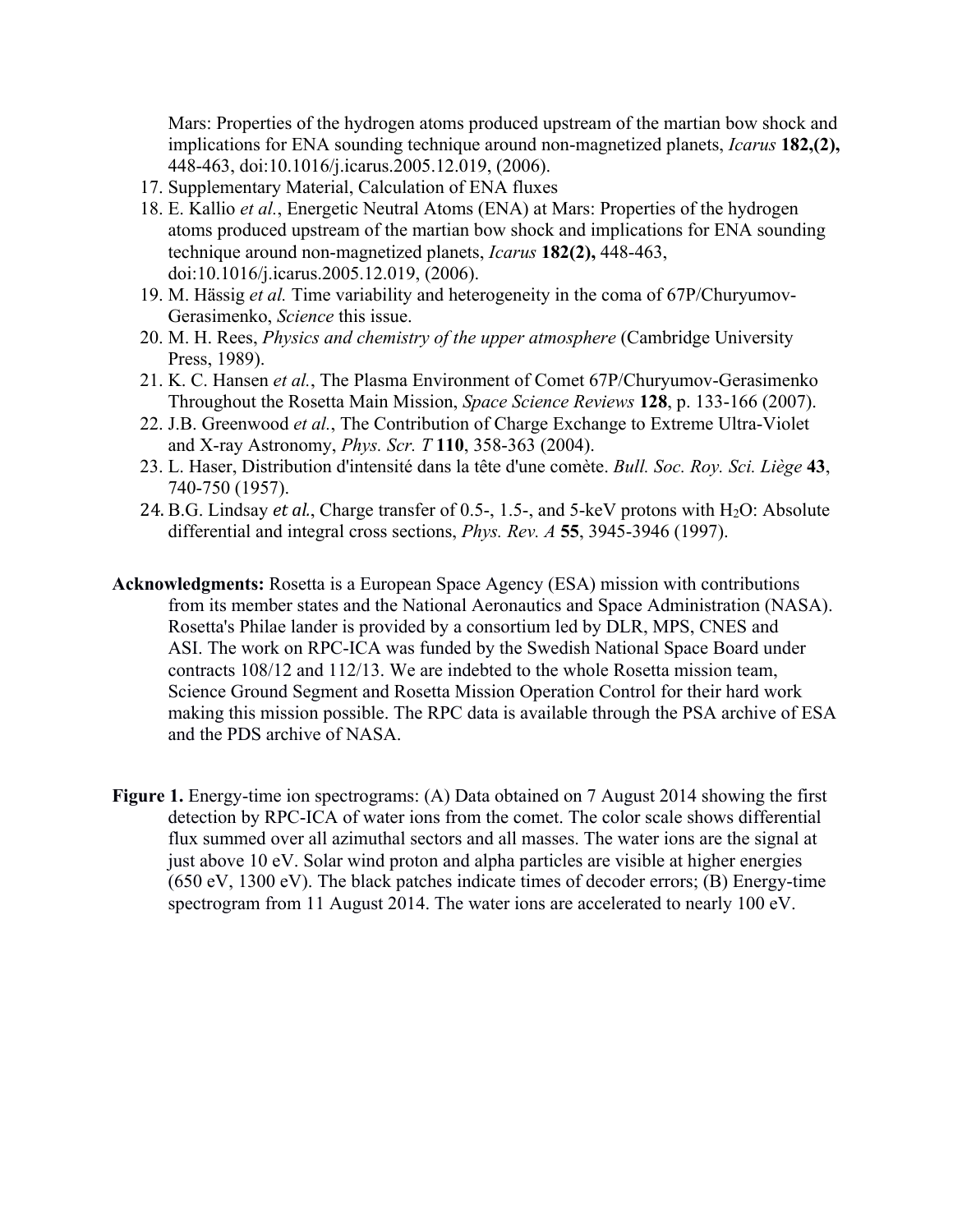Mars: Properties of the hydrogen atoms produced upstream of the martian bow shock and implications for ENA sounding technique around non-magnetized planets, *Icarus* **182,(2),** 448-463, doi:10.1016/j.icarus.2005.12.019, (2006).

17. Supplementary Material, Calculation of ENA fluxes
18. E. Kallio *et al.*, Energetic Neutral Atoms (ENA) at Mars: Properties of the hydrogen atoms produced upstream of the martian bow shock and implications for ENA sounding technique around non-magnetized planets, *Icarus* **182(2),** 448-463, doi:10.1016/j.icarus.2005.12.019, (2006).
19. M. Hässig *et al.* Time variability and heterogeneity in the coma of 67P/Churyumov-Gerasimenko, *Science* this issue.
20. M. H. Rees, *Physics and chemistry of the upper atmosphere* (Cambridge University Press, 1989).
21. K. C. Hansen *et al.*, The Plasma Environment of Comet 67P/Churyumov-Gerasimenko Throughout the Rosetta Main Mission, *Space Science Reviews* **128**, p. 133-166 (2007).
22. J.B. Greenwood *et al.*, The Contribution of Charge Exchange to Extreme Ultra-Violet and X-ray Astronomy, *Phys. Scr. T* **110**, 358-363 (2004).
23. L. Haser, Distribution d'intensité dans la tête d'une comète. *Bull. Soc. Roy. Sci. Liège* **43**, 740-750 (1957).
24. B.G. Lindsay *et al.*, Charge transfer of 0.5-, 1.5-, and 5-keV protons with $H_2O$: Absolute differential and integral cross sections, *Phys. Rev. A* **55**, 3945-3946 (1997).

**Acknowledgments:** Rosetta is a European Space Agency (ESA) mission with contributions from its member states and the National Aeronautics and Space Administration (NASA). Rosetta's Philae lander is provided by a consortium led by DLR, MPS, CNES and ASI. The work on RPC-ICA was funded by the Swedish National Space Board under contracts 108/12 and 112/13. We are indebted to the whole Rosetta mission team, Science Ground Segment and Rosetta Mission Operation Control for their hard work making this mission possible. The RPC data is available through the PSA archive of ESA and the PDS archive of NASA.

**Figure 1.** Energy-time ion spectrograms: (A) Data obtained on 7 August 2014 showing the first detection by RPC-ICA of water ions from the comet. The color scale shows differential flux summed over all azimuthal sectors and all masses. The water ions are the signal at just above 10 eV. Solar wind proton and alpha particles are visible at higher energies (650 eV, 1300 eV). The black patches indicate times of decoder errors; (B) Energy-time spectrogram from 11 August 2014. The water ions are accelerated to nearly 100 eV.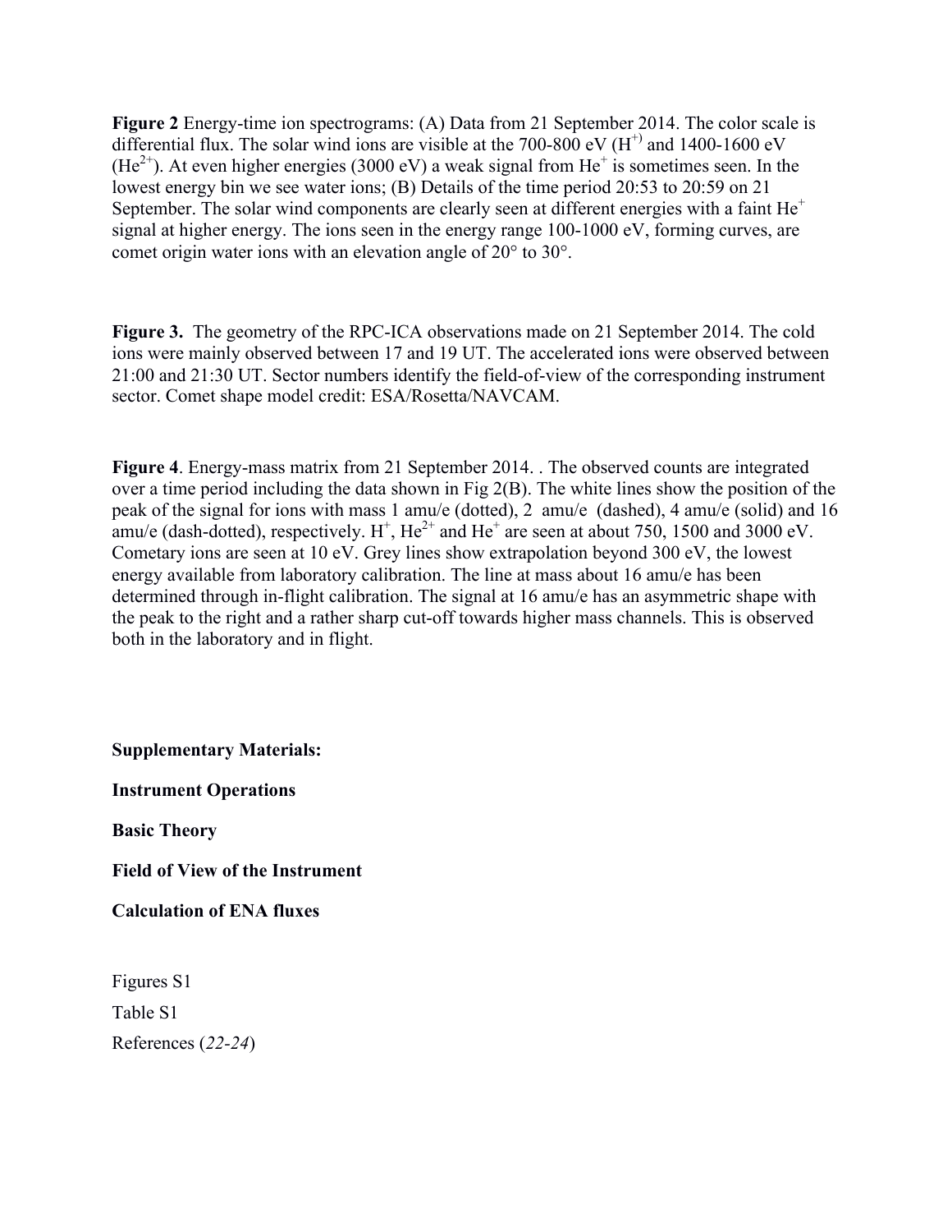**Figure 2** Energy-time ion spectrograms: (A) Data from 21 September 2014. The color scale is differential flux. The solar wind ions are visible at the 700-800 eV ($H^{+}$) and 1400-1600 eV ($He^{2+}$). At even higher energies (3000 eV) a weak signal from $He^{+}$ is sometimes seen. In the lowest energy bin we see water ions; (B) Details of the time period 20:53 to 20:59 on 21 September. The solar wind components are clearly seen at different energies with a faint $He^{+}$ signal at higher energy. The ions seen in the energy range 100-1000 eV, forming curves, are comet origin water ions with an elevation angle of 20° to 30°.

**Figure 3.** The geometry of the RPC-ICA observations made on 21 September 2014. The cold ions were mainly observed between 17 and 19 UT. The accelerated ions were observed between 21:00 and 21:30 UT. Sector numbers identify the field-of-view of the corresponding instrument sector. Comet shape model credit: ESA/Rosetta/NAVCAM.

**Figure 4**. Energy-mass matrix from 21 September 2014. . The observed counts are integrated over a time period including the data shown in Fig 2(B). The white lines show the position of the peak of the signal for ions with mass 1 amu/e (dotted), 2 amu/e (dashed), 4 amu/e (solid) and 16 amu/e (dash-dotted), respectively. $H^{+}$, $He^{2+}$ and $He^{+}$ are seen at about 750, 1500 and 3000 eV. Cometary ions are seen at 10 eV. Grey lines show extrapolation beyond 300 eV, the lowest energy available from laboratory calibration. The line at mass about 16 amu/e has been determined through in-flight calibration. The signal at 16 amu/e has an asymmetric shape with the peak to the right and a rather sharp cut-off towards higher mass channels. This is observed both in the laboratory and in flight.

**Supplementary Materials:**

**Instrument Operations**

**Basic Theory**

**Field of View of the Instrument**

**Calculation of ENA fluxes**

Figures S1

Table S1

References (*22-24*)